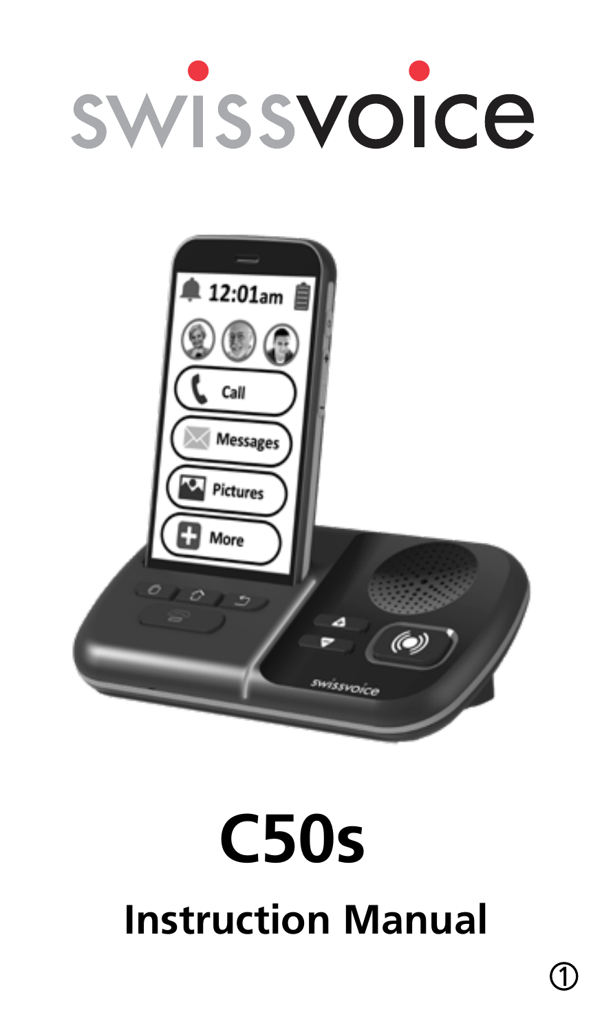# swissvoice

# C50s

## Instruction Manual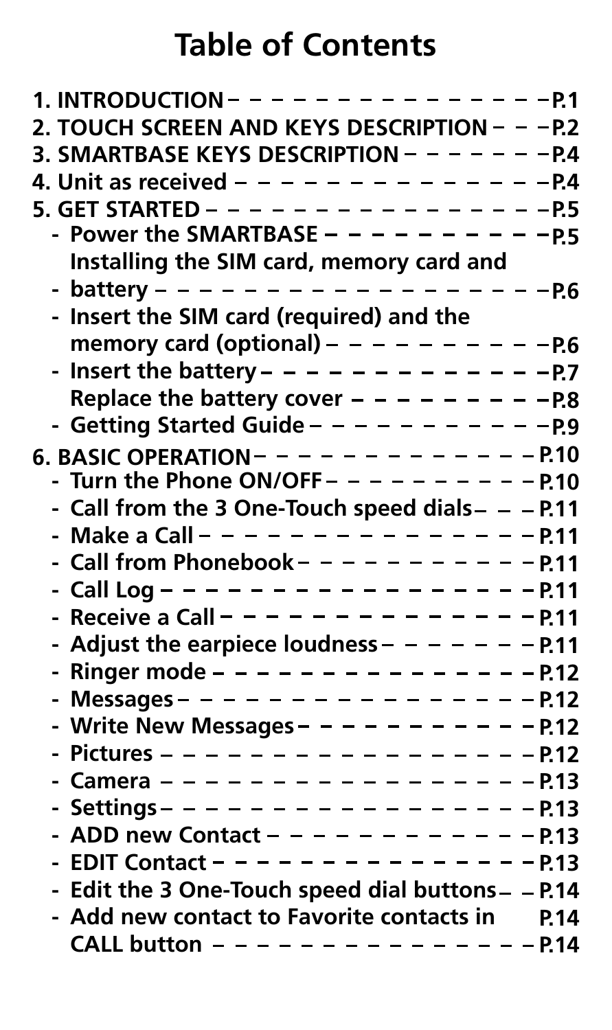# Table of Contents

1. INTRODUCTION – – – – – – – – – – – – – – – P.1
2. TOUCH SCREEN AND KEYS DESCRIPTION – – – P.2
3. SMARTBASE KEYS DESCRIPTION – – – – – – – P.4
4. Unit as received – – – – – – – – – – – – – – – P.4
5. GET STARTED – – – – – – – – – – – – – – – – – P.5
   - Power the SMARTBASE – – – – – – – – – – P.5
   - Installing the SIM card, memory card and battery – – – – – – – – – – – – – – – – – – – – P.6
   - Insert the SIM card (required) and the memory card (optional) – – – – – – – – – – P.6
   - Insert the battery – – – – – – – – – – – – – P.7
   - Replace the battery cover – – – – – – – – – P.8
   - Getting Started Guide – – – – – – – – – – – P.9
6. BASIC OPERATION – – – – – – – – – – – – – P.10
   - Turn the Phone ON/OFF – – – – – – – – – – P.10
   - Call from the 3 One-Touch speed dials – – – P.11
   - Make a Call – – – – – – – – – – – – – – – – P.11
   - Call from Phonebook – – – – – – – – – – – P.11
   - Call Log – – – – – – – – – – – – – – – – – – P.11
   - Receive a Call – – – – – – – – – – – – – – – P.11
   - Adjust the earpiece loudness – – – – – – – P.11
   - Ringer mode – – – – – – – – – – – – – – – – P.12
   - Messages – – – – – – – – – – – – – – – – – P.12
   - Write New Messages – – – – – – – – – – – P.12
   - Pictures – – – – – – – – – – – – – – – – – – P.12
   - Camera – – – – – – – – – – – – – – – – – – P.13
   - Settings – – – – – – – – – – – – – – – – – – P.13
   - ADD new Contact – – – – – – – – – – – – – P.13
   - EDIT Contact – – – – – – – – – – – – – – – P.13
   - Edit the 3 One-Touch speed dial buttons – – P.14
   - Add new contact to Favorite contacts in CALL button – – – – – – – – – – – – – – – P.14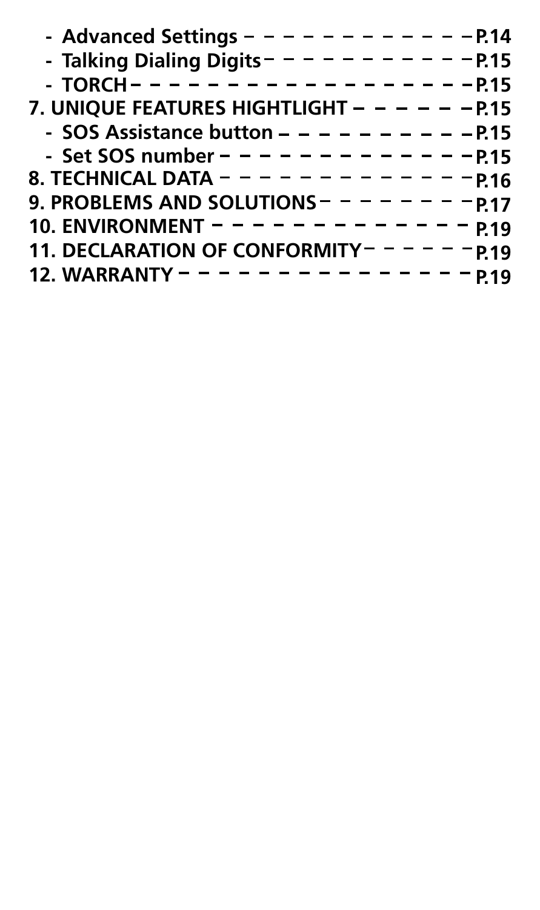- Advanced Settings – – – – – – – – – – – – – P.14
- Talking Dialing Digits – – – – – – – – – – – – P.15
- TORCH – – – – – – – – – – – – – – – – – – – – P.15

7. UNIQUE FEATURES HIGHTLIGHT – – – – – – P.15

- SOS Assistance button – – – – – – – – – – – P.15
- Set SOS number – – – – – – – – – – – – – – P.15

8. TECHNICAL DATA – – – – – – – – – – – – – – P.16

9. PROBLEMS AND SOLUTIONS – – – – – – – – P.17

10. ENVIRONMENT – – – – – – – – – – – – – – P.19

11. DECLARATION OF CONFORMITY – – – – – – P.19

12. WARRANTY – – – – – – – – – – – – – – – – P.19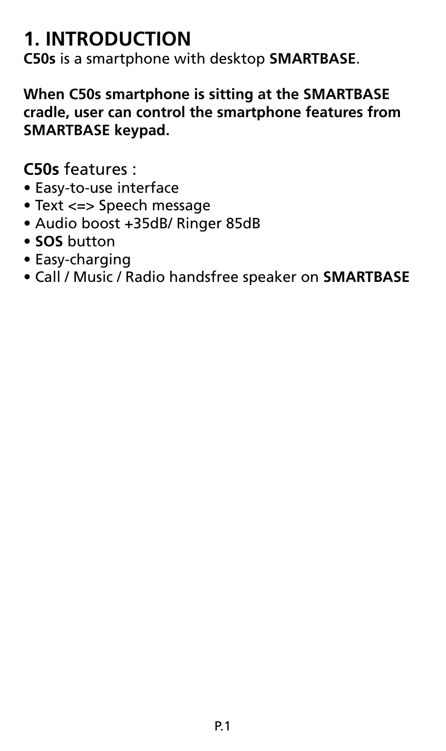# 1. INTRODUCTION

**C50s** is a smartphone with desktop **SMARTBASE**.

**When C50s smartphone is sitting at the SMARTBASE cradle, user can control the smartphone features from SMARTBASE keypad.**

**C50s** features :

- Easy-to-use interface
- Text <=> Speech message
- Audio boost +35dB/ Ringer 85dB
- **SOS** button
- Easy-charging
- Call / Music / Radio handsfree speaker on **SMARTBASE**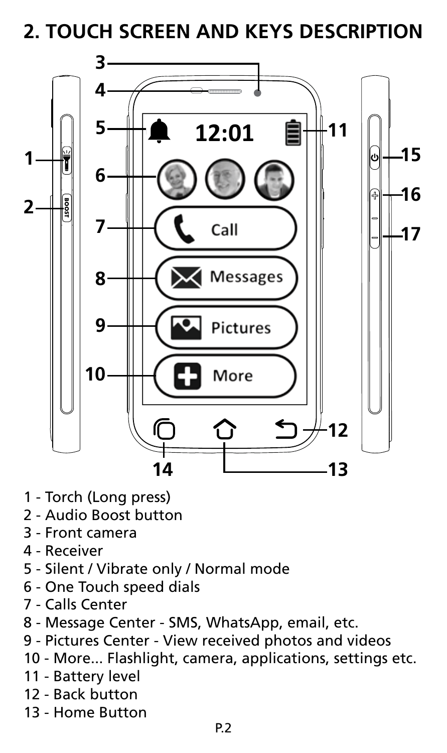## 2. TOUCH SCREEN AND KEYS DESCRIPTION

1 - Torch (Long press)
2 - Audio Boost button
3 - Front camera
4 - Receiver
5 - Silent / Vibrate only / Normal mode
6 - One Touch speed dials
7 - Calls Center
8 - Message Center - SMS, WhatsApp, email, etc.
9 - Pictures Center - View received photos and videos
10 - More... Flashlight, camera, applications, settings etc.
11 - Battery level
12 - Back button
13 - Home Button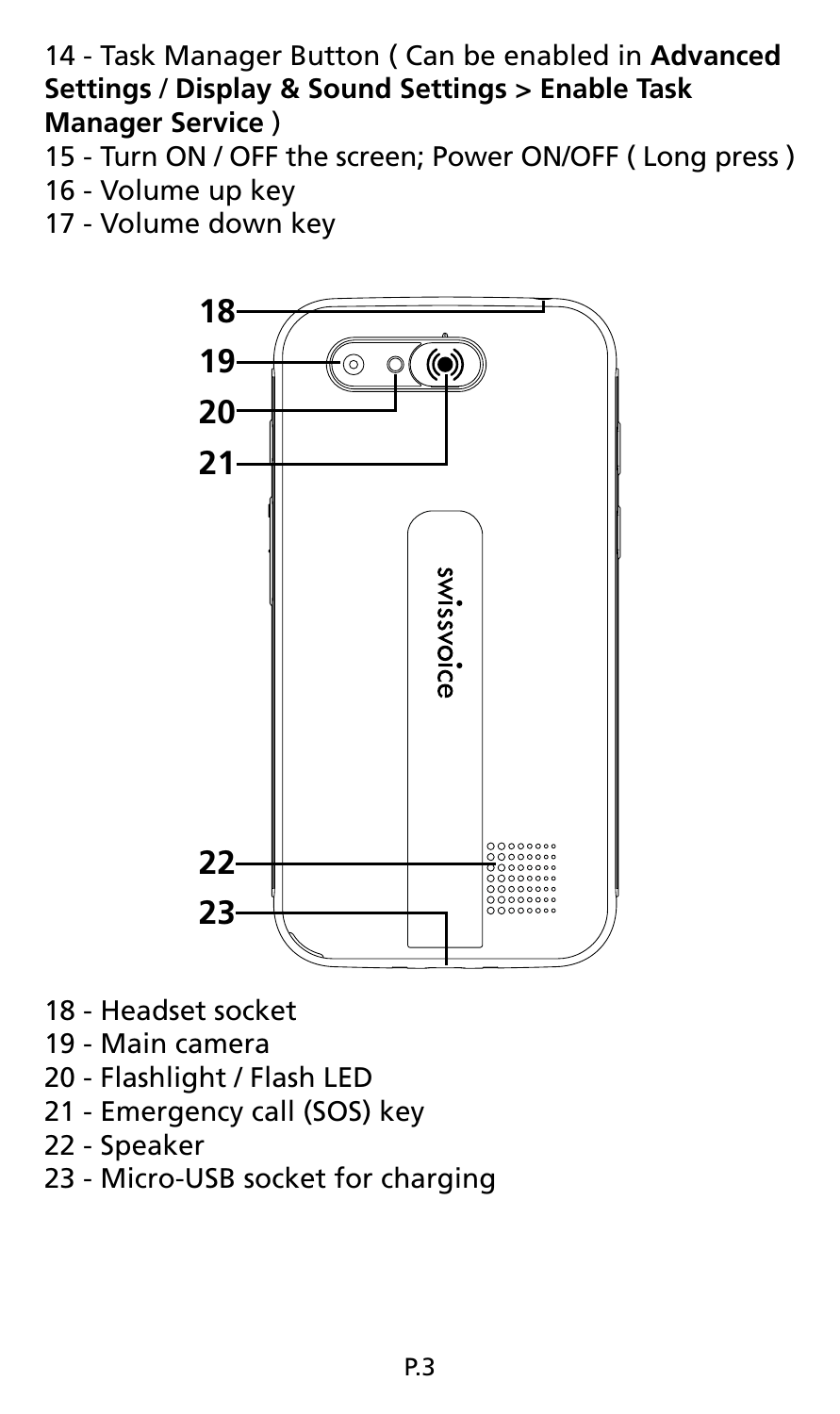14 - Task Manager Button ( Can be enabled in **Advanced Settings / Display & Sound Settings > Enable Task Manager Service** )
15 - Turn ON / OFF the screen; Power ON/OFF ( Long press )
16 - Volume up key
17 - Volume down key

18 - Headset socket
19 - Main camera
20 - Flashlight / Flash LED
21 - Emergency call (SOS) key
22 - Speaker
23 - Micro-USB socket for charging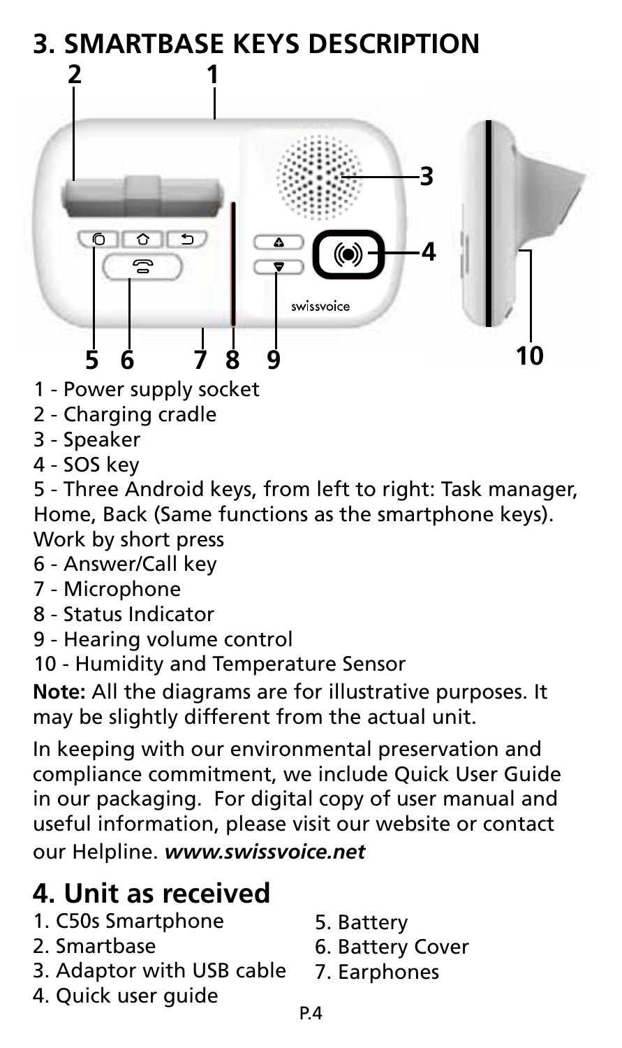## 3. SMARTBASE KEYS DESCRIPTION

1 - Power supply socket
2 - Charging cradle
3 - Speaker
4 - SOS key
5 - Three Android keys, from left to right: Task manager, Home, Back (Same functions as the smartphone keys). Work by short press
6 - Answer/Call key
7 - Microphone
8 - Status Indicator
9 - Hearing volume control
10 - Humidity and Temperature Sensor

**Note:** All the diagrams are for illustrative purposes. It may be slightly different from the actual unit.

In keeping with our environmental preservation and compliance commitment, we include Quick User Guide in our packaging. For digital copy of user manual and useful information, please visit our website or contact our Helpline. ***www.swissvoice.net***

## 4. Unit as received

1. C50s Smartphone
2. Smartbase
3. Adaptor with USB cable
4. Quick user guide
5. Battery
6. Battery Cover
7. Earphones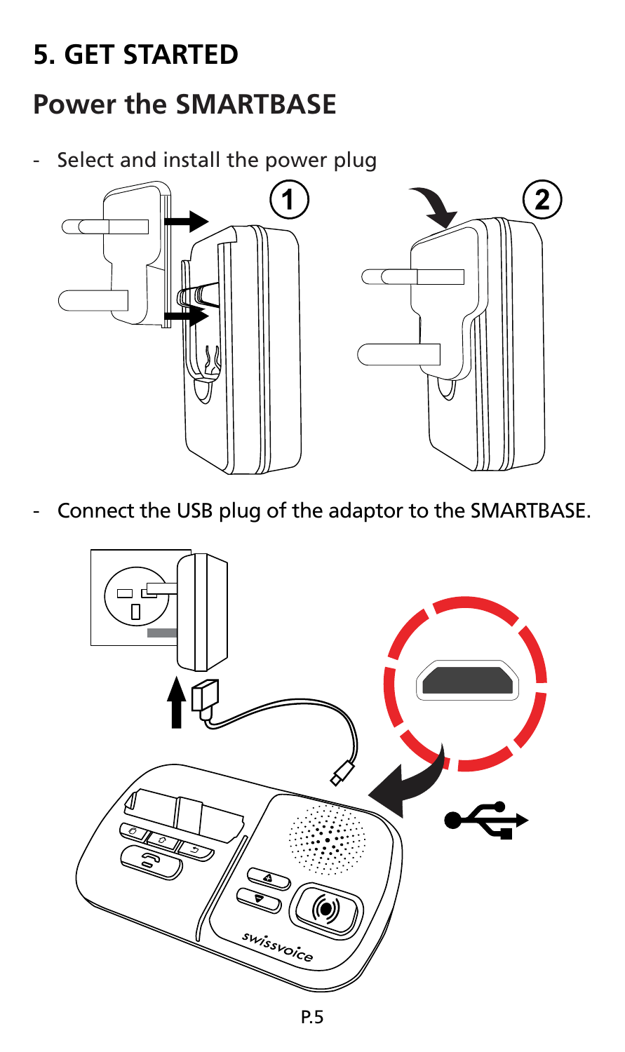# 5. GET STARTED

## Power the SMARTBASE

- Select and install the power plug

- Connect the USB plug of the adaptor to the SMARTBASE.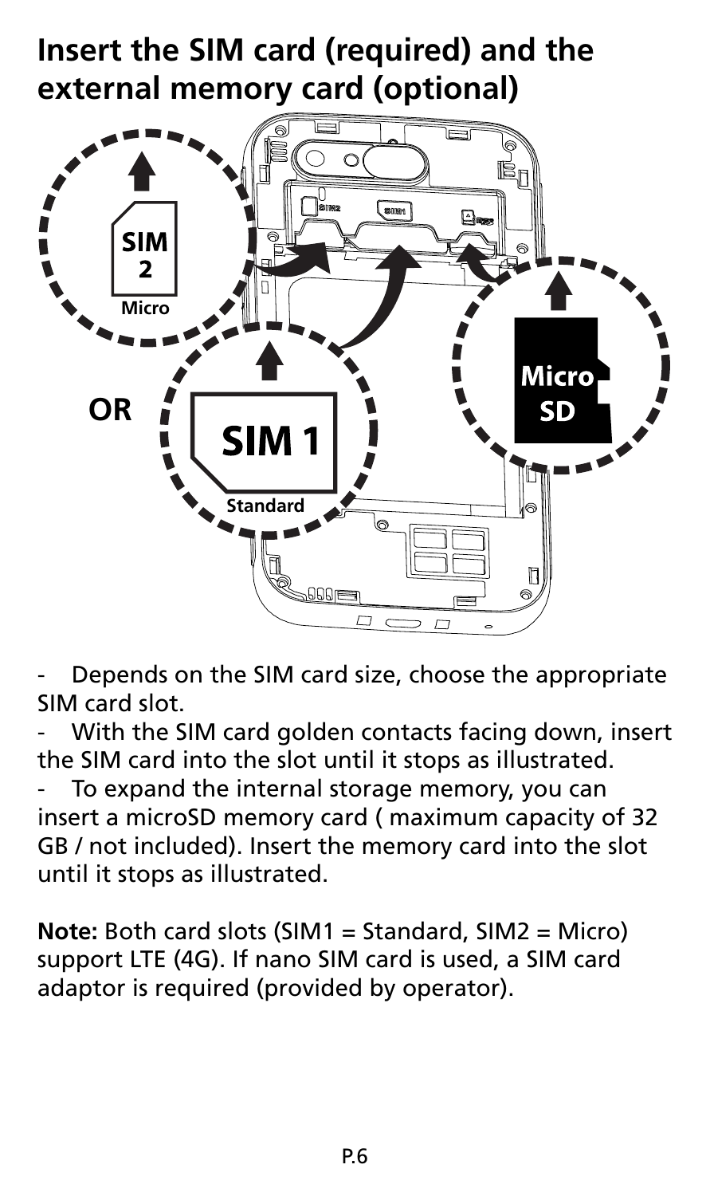## Insert the SIM card (required) and the external memory card (optional)

- Depends on the SIM card size, choose the appropriate SIM card slot.
- With the SIM card golden contacts facing down, insert the SIM card into the slot until it stops as illustrated.
- To expand the internal storage memory, you can insert a microSD memory card ( maximum capacity of 32 GB / not included). Insert the memory card into the slot until it stops as illustrated.

**Note:** Both card slots (SIM1 = Standard, SIM2 = Micro) support LTE (4G). If nano SIM card is used, a SIM card adaptor is required (provided by operator).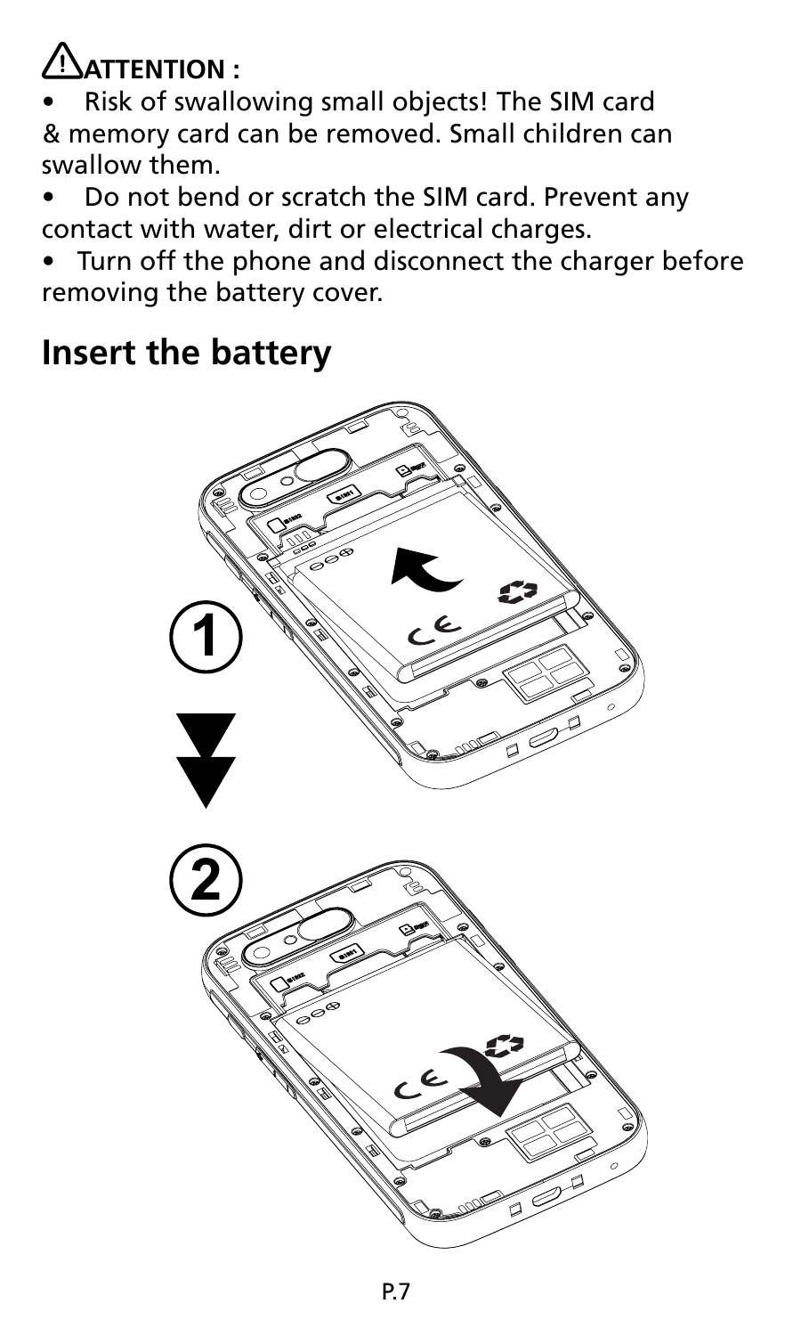**⚠ATTENTION :**

- Risk of swallowing small objects! The SIM card & memory card can be removed. Small children can swallow them.
- Do not bend or scratch the SIM card. Prevent any contact with water, dirt or electrical charges.
- Turn off the phone and disconnect the charger before removing the battery cover.

## Insert the battery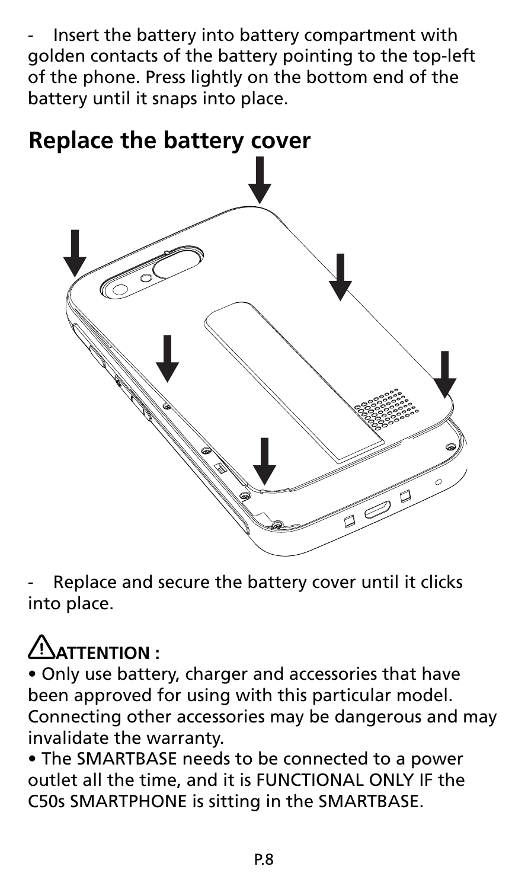- Insert the battery into battery compartment with golden contacts of the battery pointing to the top-left of the phone. Press lightly on the bottom end of the battery until it snaps into place.

## Replace the battery cover

- Replace and secure the battery cover until it clicks into place.

⚠ **ATTENTION :**

• Only use battery, charger and accessories that have been approved for using with this particular model. Connecting other accessories may be dangerous and may invalidate the warranty.

• The SMARTBASE needs to be connected to a power outlet all the time, and it is FUNCTIONAL ONLY IF the C50s SMARTPHONE is sitting in the SMARTBASE.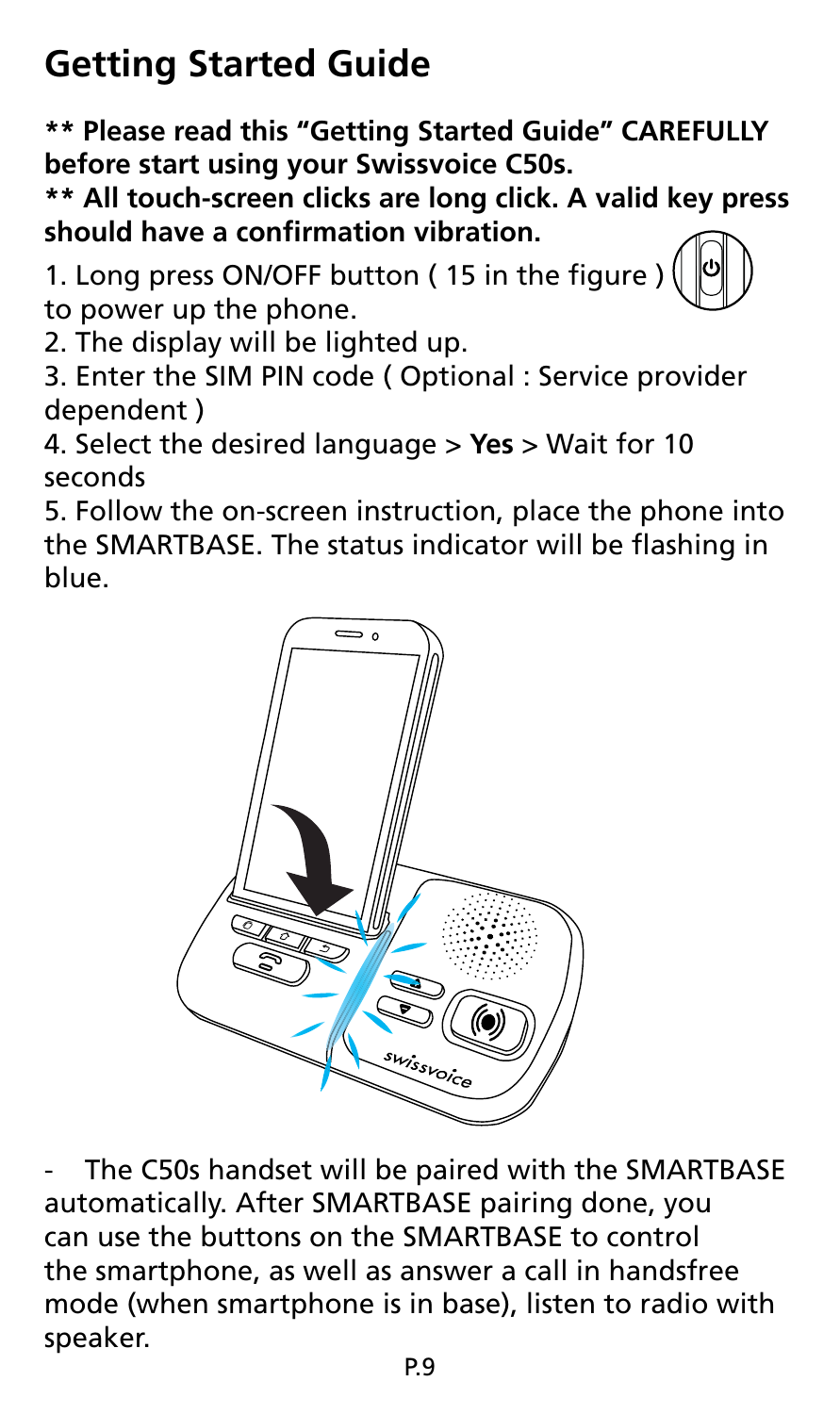# Getting Started Guide

**\*\* Please read this "Getting Started Guide" CAREFULLY before start using your Swissvoice C50s.**

**\*\* All touch-screen clicks are long click. A valid key press should have a confirmation vibration.**

1. Long press ON/OFF button ( 15 in the figure ) to power up the phone.
2. The display will be lighted up.
3. Enter the SIM PIN code ( Optional : Service provider dependent )
4. Select the desired language > **Yes** > Wait for 10 seconds
5. Follow the on-screen instruction, place the phone into the SMARTBASE. The status indicator will be flashing in blue.

- The C50s handset will be paired with the SMARTBASE automatically. After SMARTBASE pairing done, you can use the buttons on the SMARTBASE to control the smartphone, as well as answer a call in handsfree mode (when smartphone is in base), listen to radio with speaker.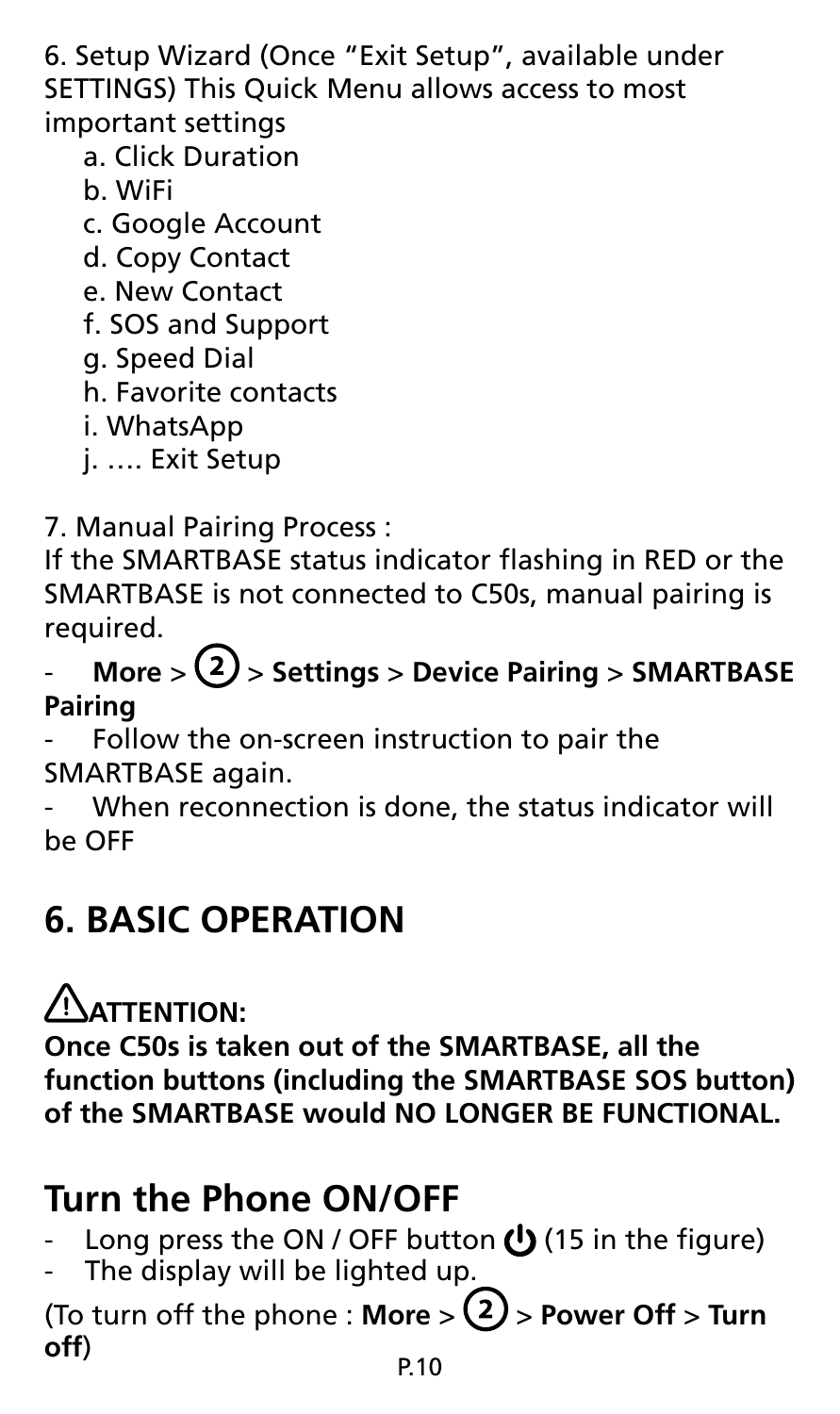6. Setup Wizard (Once "Exit Setup", available under SETTINGS) This Quick Menu allows access to most important settings

   a. Click Duration
   b. WiFi
   c. Google Account
   d. Copy Contact
   e. New Contact
   f. SOS and Support
   g. Speed Dial
   h. Favorite contacts
   i. WhatsApp
   j. …. Exit Setup

7. Manual Pairing Process :

If the SMARTBASE status indicator flashing in RED or the SMARTBASE is not connected to C50s, manual pairing is required.

- **More > ② > Settings > Device Pairing > SMARTBASE Pairing**
- Follow the on-screen instruction to pair the SMARTBASE again.
- When reconnection is done, the status indicator will be OFF

# 6. BASIC OPERATION

**⚠ATTENTION:**

**Once C50s is taken out of the SMARTBASE, all the function buttons (including the SMARTBASE SOS button) of the SMARTBASE would NO LONGER BE FUNCTIONAL.**

## Turn the Phone ON/OFF

- Long press the ON / OFF button ⏻ (15 in the figure)
- The display will be lighted up.

(To turn off the phone : **More > ② > Power Off > Turn off**)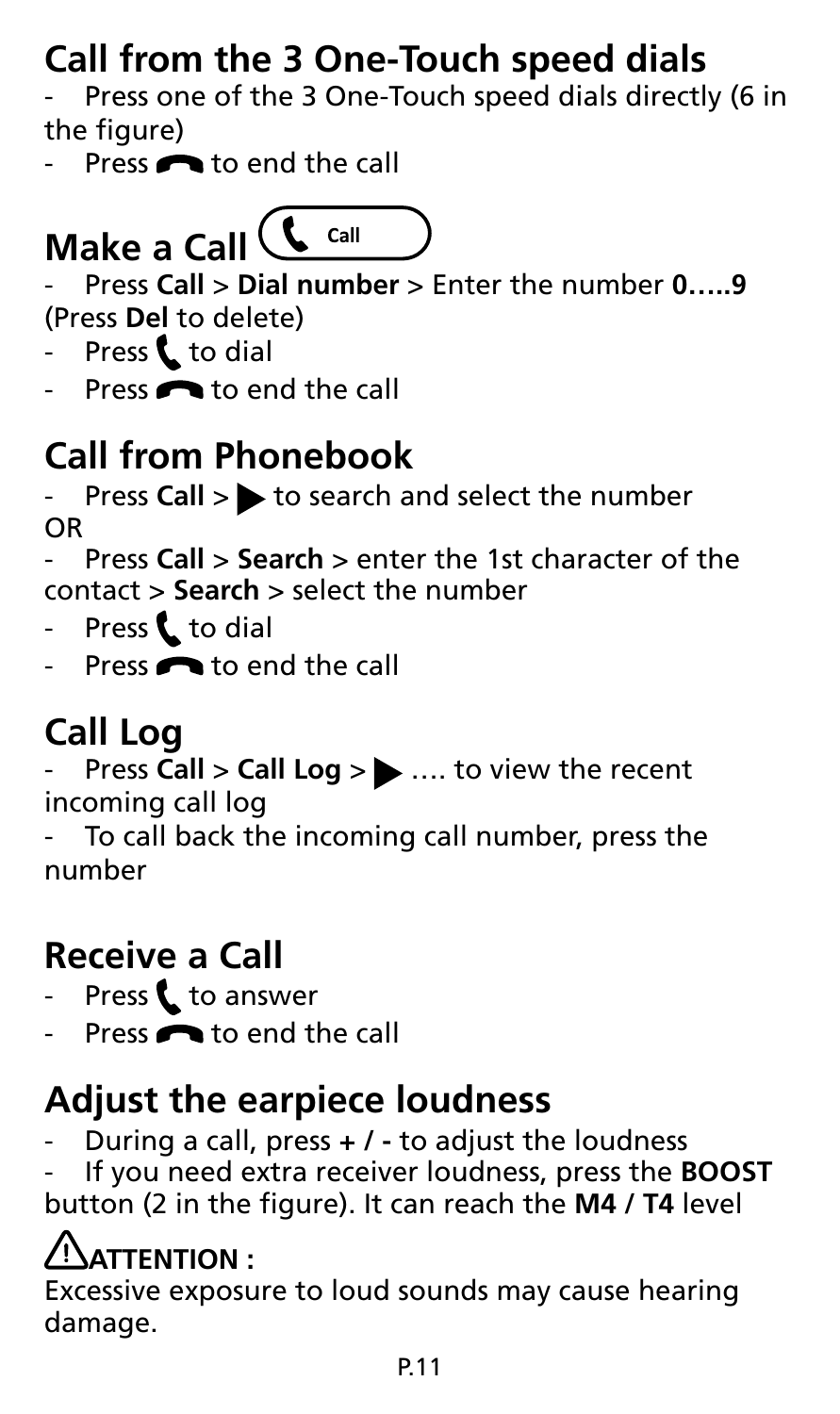## Call from the 3 One-Touch speed dials

- Press one of the 3 One-Touch speed dials directly (6 in the figure)
- Press ☎ to end the call

## Make a Call (Call)

- Press **Call** > **Dial number** > Enter the number **0…..9** (Press **Del** to delete)
- Press 📞 to dial
- Press ☎ to end the call

## Call from Phonebook

- Press **Call** > ▶ to search and select the number

OR

- Press **Call** > **Search** > enter the 1st character of the contact > **Search** > select the number
- Press 📞 to dial
- Press ☎ to end the call

## Call Log

- Press **Call** > **Call Log** > ▶ …. to view the recent incoming call log
- To call back the incoming call number, press the number

## Receive a Call

- Press 📞 to answer
- Press ☎ to end the call

## Adjust the earpiece loudness

- During a call, press **+ / -** to adjust the loudness
- If you need extra receiver loudness, press the **BOOST** button (2 in the figure). It can reach the **M4 / T4** level

### ⚠ ATTENTION :

Excessive exposure to loud sounds may cause hearing damage.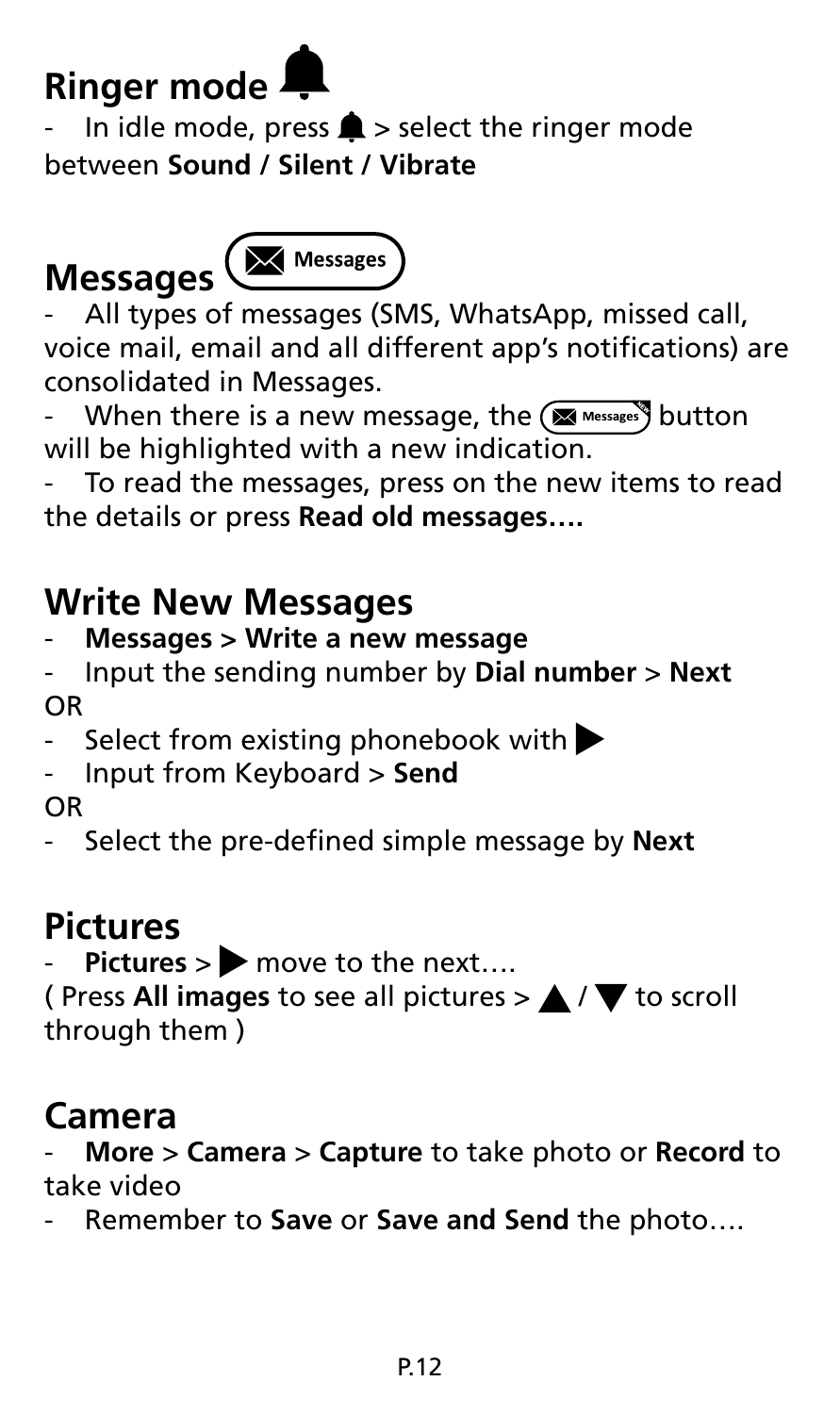## Ringer mode 🔔

- In idle mode, press 🔔 > select the ringer mode between **Sound / Silent / Vibrate**

## Messages (✉ Messages)

- All types of messages (SMS, WhatsApp, missed call, voice mail, email and all different app's notifications) are consolidated in Messages.
- When there is a new message, the (✉ Messages) button will be highlighted with a new indication.
- To read the messages, press on the new items to read the details or press **Read old messages….**

## Write New Messages

- **Messages > Write a new message**
- Input the sending number by **Dial number** > **Next**

OR

- Select from existing phonebook with ▶
- Input from Keyboard > **Send**

OR

- Select the pre-defined simple message by **Next**

## Pictures

- **Pictures** > ▶ move to the next….

( Press **All images** to see all pictures > ▲ / ▼ to scroll through them )

## Camera

- **More** > **Camera** > **Capture** to take photo or **Record** to take video
- Remember to **Save** or **Save and Send** the photo….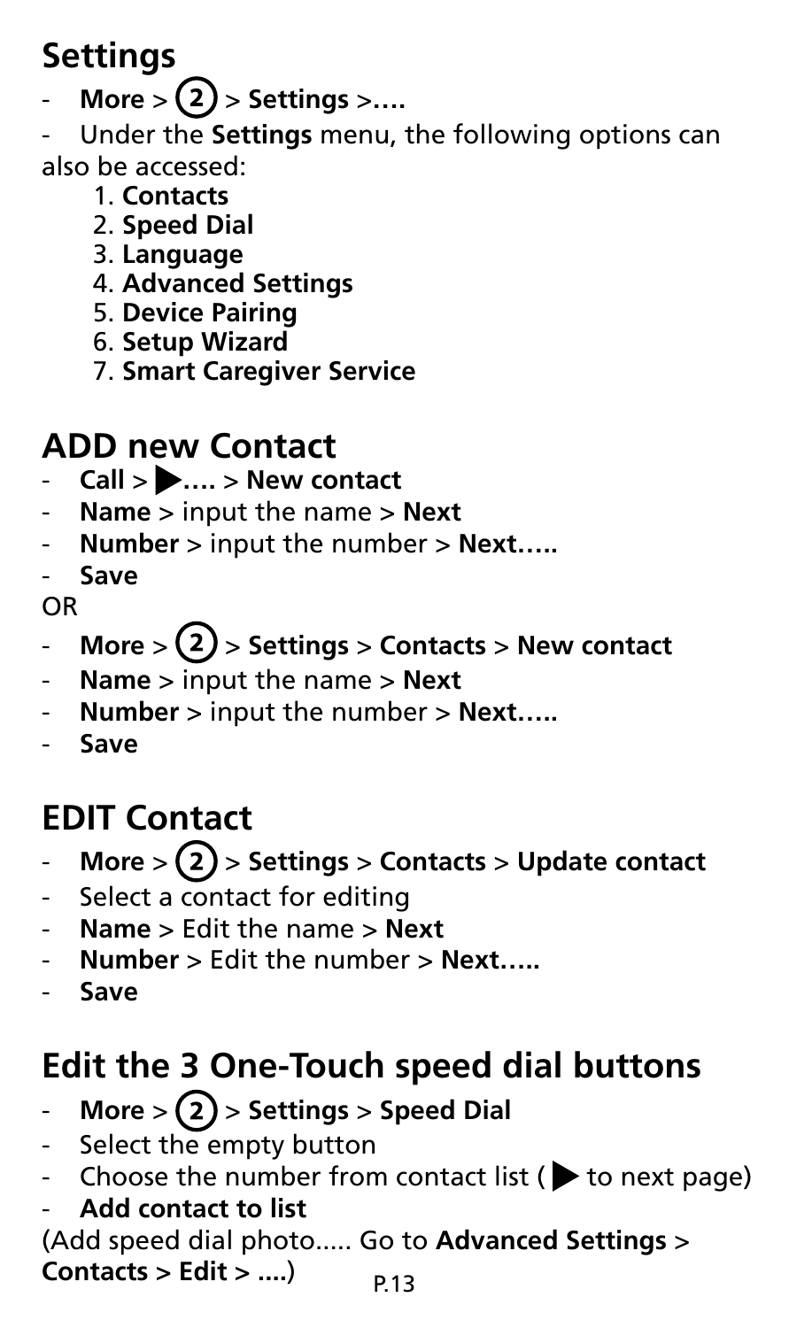## Settings

- **More** > (2) > **Settings** >….
- Under the **Settings** menu, the following options can also be accessed:
    1. **Contacts**
    2. **Speed Dial**
    3. **Language**
    4. **Advanced Settings**
    5. **Device Pairing**
    6. **Setup Wizard**
    7. **Smart Caregiver Service**

## ADD new Contact

- **Call** > ▶…. > **New contact**
- **Name** > input the name > **Next**
- **Number** > input the number > **Next…..**
- **Save**

OR

- **More** > (2) > **Settings** > **Contacts** > **New contact**
- **Name** > input the name > **Next**
- **Number** > input the number > **Next…..**
- **Save**

## EDIT Contact

- **More** > (2) > **Settings** > **Contacts** > **Update contact**
- Select a contact for editing
- **Name** > Edit the name > **Next**
- **Number** > Edit the number > **Next…..**
- **Save**

## Edit the 3 One-Touch speed dial buttons

- **More** > (2) > **Settings** > **Speed Dial**
- Select the empty button
- Choose the number from contact list (▶ to next page)
- **Add contact to list**

(Add speed dial photo..... Go to **Advanced Settings** > **Contacts > Edit > ....**)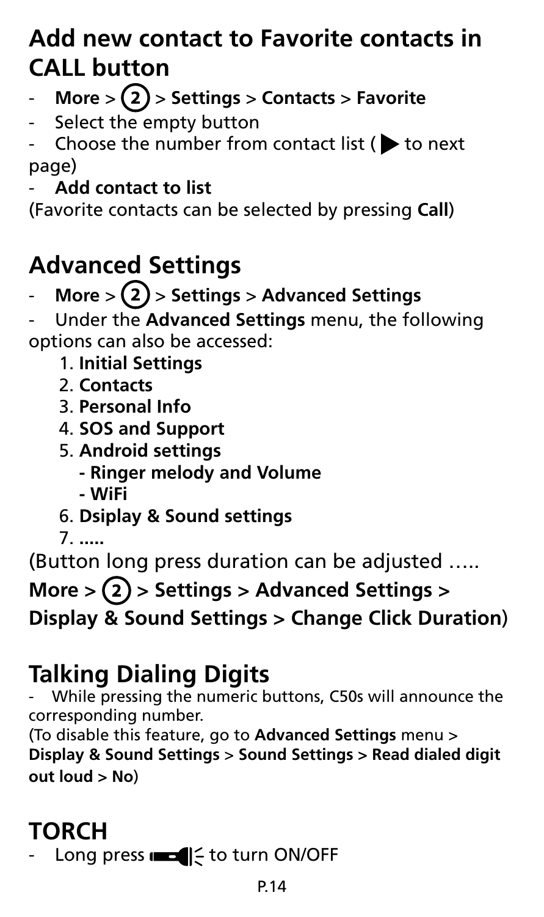## Add new contact to Favorite contacts in CALL button

- **More** > **(2)** > **Settings** > **Contacts** > **Favorite**
- Select the empty button
- Choose the number from contact list ( ▶ to next page)
- **Add contact to list**

(Favorite contacts can be selected by pressing **Call**)

## Advanced Settings

- **More** > **(2)** > **Settings** > **Advanced Settings**
- Under the **Advanced Settings** menu, the following options can also be accessed:
  1. **Initial Settings**
  2. **Contacts**
  3. **Personal Info**
  4. **SOS and Support**
  5. **Android settings**
     - **Ringer melody and Volume**
     - **WiFi**
  6. **Dsiplay & Sound settings**
  7. **.....**

(Button long press duration can be adjusted .....
**More > (2) > Settings > Advanced Settings > Display & Sound Settings > Change Click Duration**)

## Talking Dialing Digits

- While pressing the numeric buttons, C50s will announce the corresponding number.

(To disable this feature, go to **Advanced Settings** menu > **Display & Sound Settings** > **Sound Settings > Read dialed digit out loud > No**)

## TORCH

- Long press (torch icon) to turn ON/OFF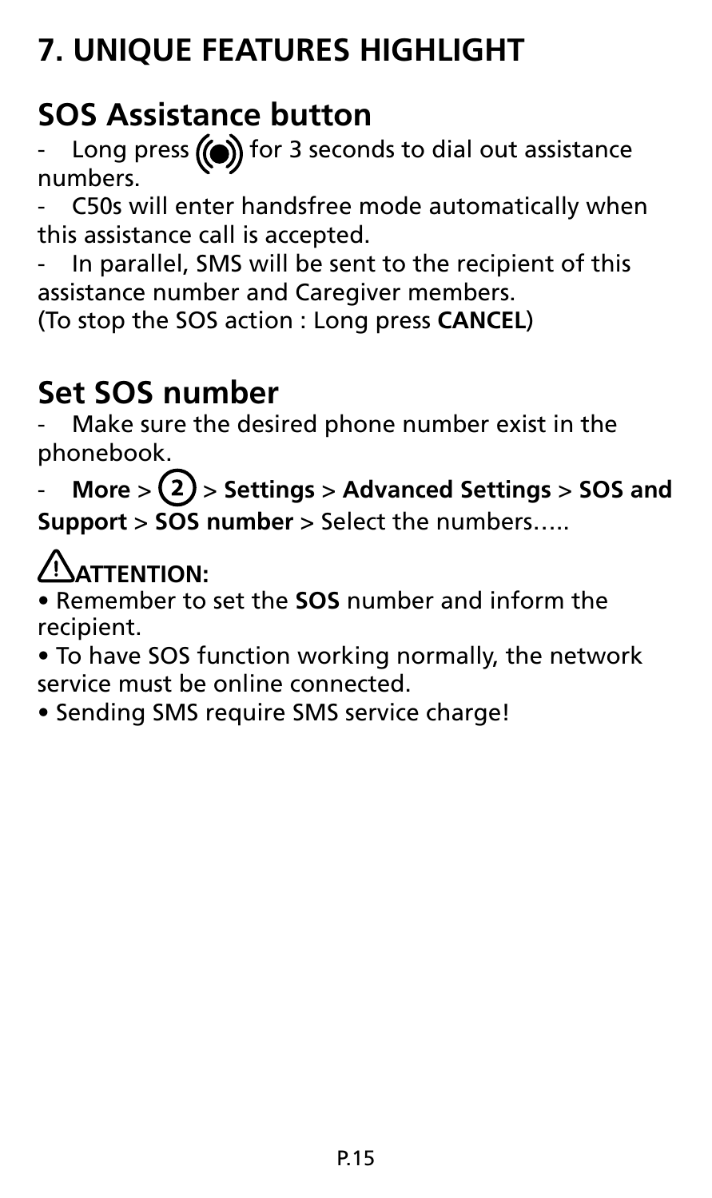# 7. UNIQUE FEATURES HIGHLIGHT

## SOS Assistance button

- Long press ((●)) for 3 seconds to dial out assistance numbers.
- C50s will enter handsfree mode automatically when this assistance call is accepted.
- In parallel, SMS will be sent to the recipient of this assistance number and Caregiver members.

(To stop the SOS action : Long press **CANCEL**)

## Set SOS number

- Make sure the desired phone number exist in the phonebook.
- **More** > (2) > **Settings** > **Advanced Settings** > **SOS and Support** > **SOS number** > Select the numbers…..

### ⚠ATTENTION:

- Remember to set the **SOS** number and inform the recipient.
- To have SOS function working normally, the network service must be online connected.
- Sending SMS require SMS service charge!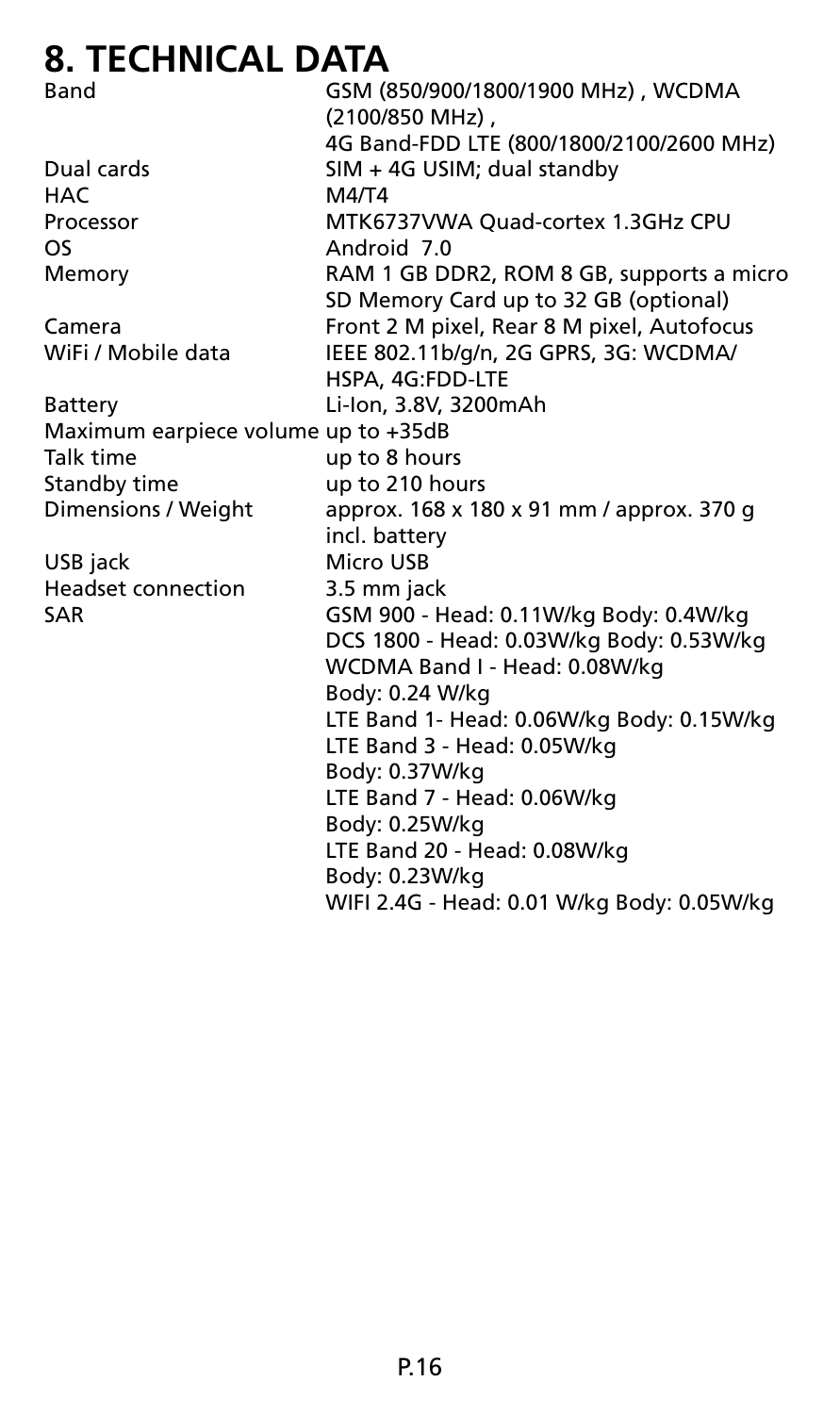# 8. TECHNICAL DATA

| | |
|---|---|
| Band | GSM (850/900/1800/1900 MHz) , WCDMA (2100/850 MHz) , 4G Band-FDD LTE (800/1800/2100/2600 MHz) |
| Dual cards | SIM + 4G USIM; dual standby |
| HAC | M4/T4 |
| Processor | MTK6737VWA Quad-cortex 1.3GHz CPU |
| OS | Android 7.0 |
| Memory | RAM 1 GB DDR2, ROM 8 GB, supports a micro SD Memory Card up to 32 GB (optional) |
| Camera | Front 2 M pixel, Rear 8 M pixel, Autofocus |
| WiFi / Mobile data | IEEE 802.11b/g/n, 2G GPRS, 3G: WCDMA/HSPA, 4G:FDD-LTE |
| Battery | Li-Ion, 3.8V, 3200mAh |
| Maximum earpiece volume | up to +35dB |
| Talk time | up to 8 hours |
| Standby time | up to 210 hours |
| Dimensions / Weight | approx. 168 x 180 x 91 mm / approx. 370 g incl. battery |
| USB jack | Micro USB |
| Headset connection | 3.5 mm jack |
| SAR | GSM 900 - Head: 0.11W/kg Body: 0.4W/kg<br>DCS 1800 - Head: 0.03W/kg Body: 0.53W/kg<br>WCDMA Band I - Head: 0.08W/kg Body: 0.24 W/kg<br>LTE Band 1- Head: 0.06W/kg Body: 0.15W/kg<br>LTE Band 3 - Head: 0.05W/kg Body: 0.37W/kg<br>LTE Band 7 - Head: 0.06W/kg Body: 0.25W/kg<br>LTE Band 20 - Head: 0.08W/kg Body: 0.23W/kg<br>WIFI 2.4G - Head: 0.01 W/kg Body: 0.05W/kg |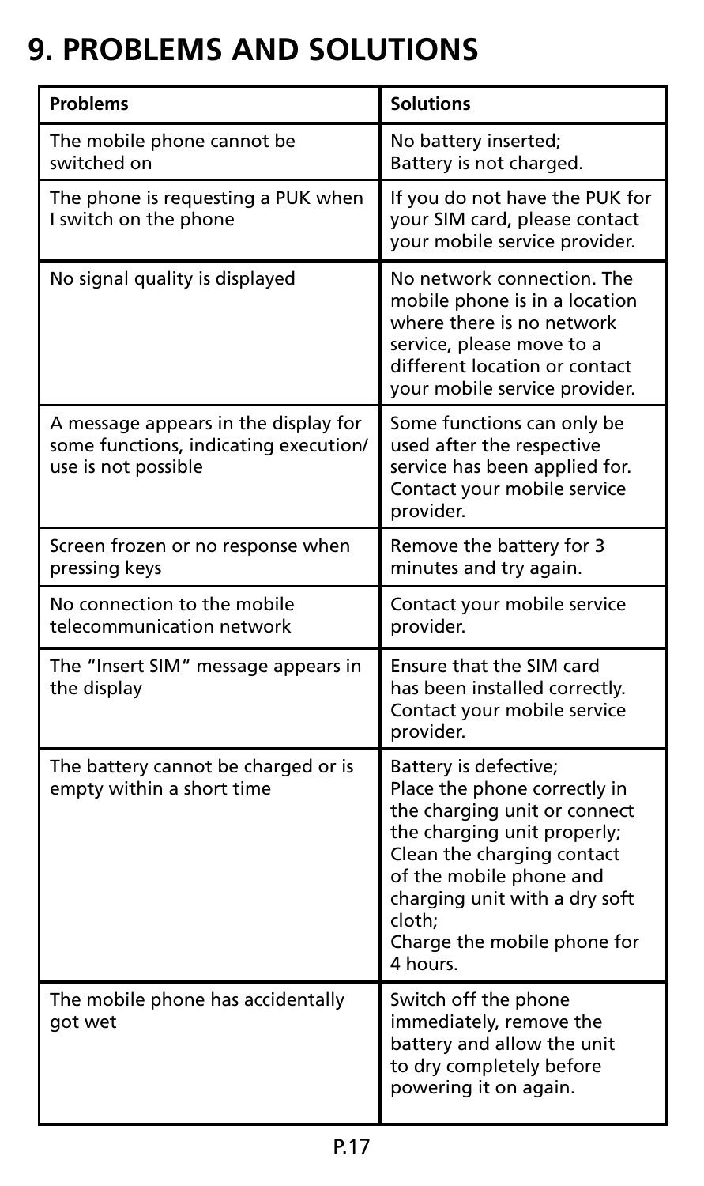# 9. PROBLEMS AND SOLUTIONS

| Problems | Solutions |
|---|---|
| The mobile phone cannot be switched on | No battery inserted; Battery is not charged. |
| The phone is requesting a PUK when I switch on the phone | If you do not have the PUK for your SIM card, please contact your mobile service provider. |
| No signal quality is displayed | No network connection. The mobile phone is in a location where there is no network service, please move to a different location or contact your mobile service provider. |
| A message appears in the display for some functions, indicating execution/ use is not possible | Some functions can only be used after the respective service has been applied for. Contact your mobile service provider. |
| Screen frozen or no response when pressing keys | Remove the battery for 3 minutes and try again. |
| No connection to the mobile telecommunication network | Contact your mobile service provider. |
| The "Insert SIM" message appears in the display | Ensure that the SIM card has been installed correctly. Contact your mobile service provider. |
| The battery cannot be charged or is empty within a short time | Battery is defective; Place the phone correctly in the charging unit or connect the charging unit properly; Clean the charging contact of the mobile phone and charging unit with a dry soft cloth; Charge the mobile phone for 4 hours. |
| The mobile phone has accidentally got wet | Switch off the phone immediately, remove the battery and allow the unit to dry completely before powering it on again. |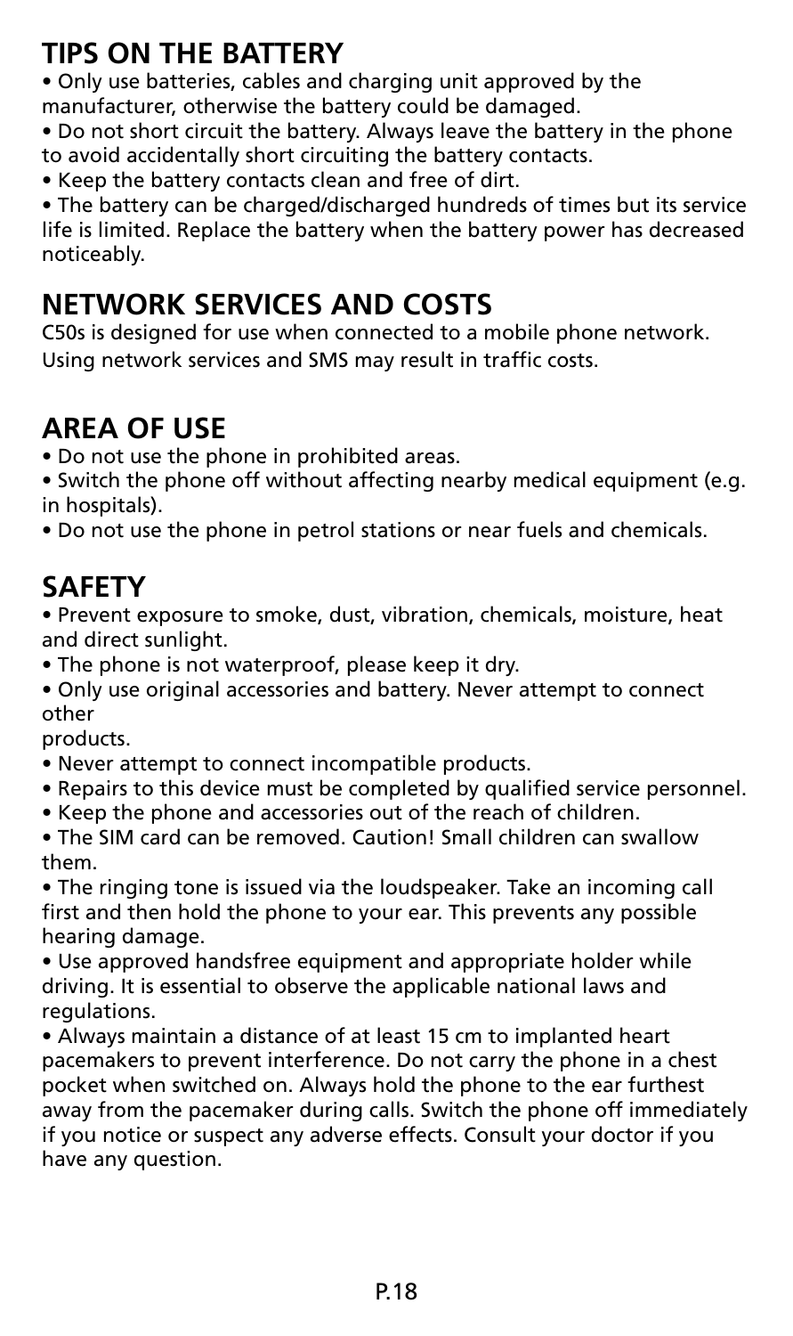## TIPS ON THE BATTERY

- Only use batteries, cables and charging unit approved by the manufacturer, otherwise the battery could be damaged.
- Do not short circuit the battery. Always leave the battery in the phone to avoid accidentally short circuiting the battery contacts.
- Keep the battery contacts clean and free of dirt.
- The battery can be charged/discharged hundreds of times but its service life is limited. Replace the battery when the battery power has decreased noticeably.

## NETWORK SERVICES AND COSTS

C50s is designed for use when connected to a mobile phone network. Using network services and SMS may result in traffic costs.

## AREA OF USE

- Do not use the phone in prohibited areas.
- Switch the phone off without affecting nearby medical equipment (e.g. in hospitals).
- Do not use the phone in petrol stations or near fuels and chemicals.

## SAFETY

- Prevent exposure to smoke, dust, vibration, chemicals, moisture, heat and direct sunlight.
- The phone is not waterproof, please keep it dry.
- Only use original accessories and battery. Never attempt to connect other products.
- Never attempt to connect incompatible products.
- Repairs to this device must be completed by qualified service personnel.
- Keep the phone and accessories out of the reach of children.
- The SIM card can be removed. Caution! Small children can swallow them.
- The ringing tone is issued via the loudspeaker. Take an incoming call first and then hold the phone to your ear. This prevents any possible hearing damage.
- Use approved handsfree equipment and appropriate holder while driving. It is essential to observe the applicable national laws and regulations.
- Always maintain a distance of at least 15 cm to implanted heart pacemakers to prevent interference. Do not carry the phone in a chest pocket when switched on. Always hold the phone to the ear furthest away from the pacemaker during calls. Switch the phone off immediately if you notice or suspect any adverse effects. Consult your doctor if you have any question.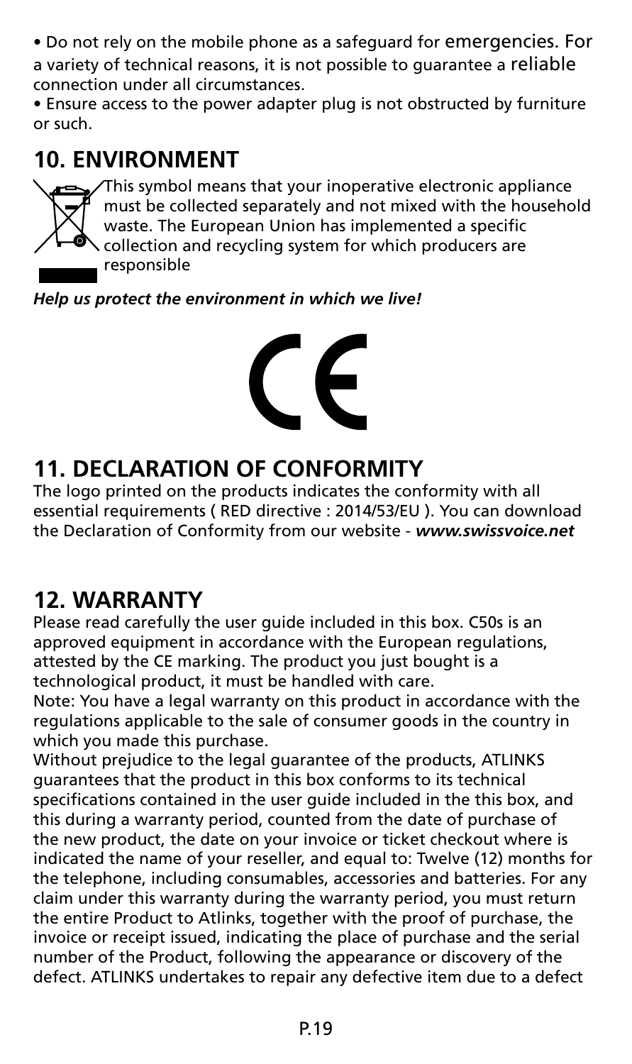• Do not rely on the mobile phone as a safeguard for emergencies. For a variety of technical reasons, it is not possible to guarantee a reliable connection under all circumstances.

• Ensure access to the power adapter plug is not obstructed by furniture or such.

## 10. ENVIRONMENT

This symbol means that your inoperative electronic appliance must be collected separately and not mixed with the household waste. The European Union has implemented a specific collection and recycling system for which producers are responsible

***Help us protect the environment in which we live!***

## 11. DECLARATION OF CONFORMITY

The logo printed on the products indicates the conformity with all essential requirements ( RED directive : 2014/53/EU ). You can download the Declaration of Conformity from our website - ***www.swissvoice.net***

## 12. WARRANTY

Please read carefully the user guide included in this box. C50s is an approved equipment in accordance with the European regulations, attested by the CE marking. The product you just bought is a technological product, it must be handled with care.

Note: You have a legal warranty on this product in accordance with the regulations applicable to the sale of consumer goods in the country in which you made this purchase.

Without prejudice to the legal guarantee of the products, ATLINKS guarantees that the product in this box conforms to its technical specifications contained in the user guide included in the this box, and this during a warranty period, counted from the date of purchase of the new product, the date on your invoice or ticket checkout where is indicated the name of your reseller, and equal to: Twelve (12) months for the telephone, including consumables, accessories and batteries. For any claim under this warranty during the warranty period, you must return the entire Product to Atlinks, together with the proof of purchase, the invoice or receipt issued, indicating the place of purchase and the serial number of the Product, following the appearance or discovery of the defect. ATLINKS undertakes to repair any defective item due to a defect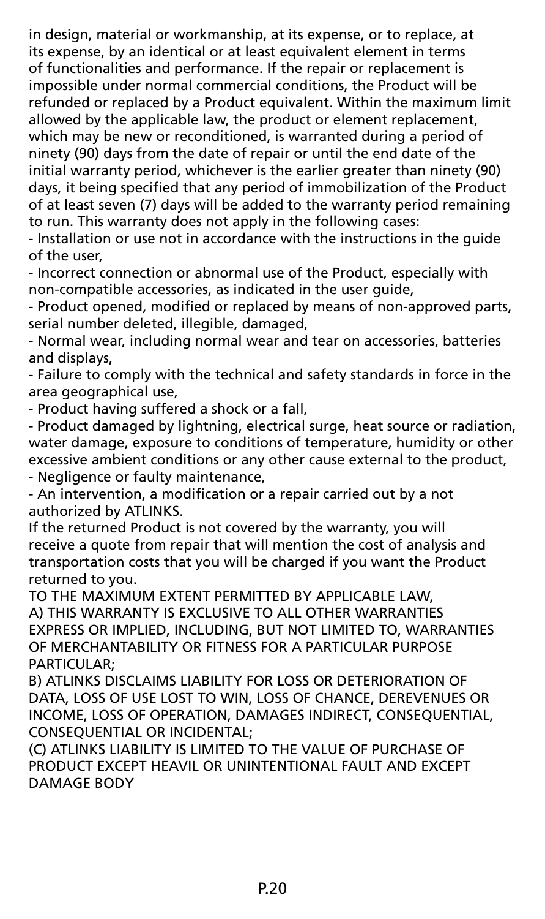in design, material or workmanship, at its expense, or to replace, at its expense, by an identical or at least equivalent element in terms of functionalities and performance. If the repair or replacement is impossible under normal commercial conditions, the Product will be refunded or replaced by a Product equivalent. Within the maximum limit allowed by the applicable law, the product or element replacement, which may be new or reconditioned, is warranted during a period of ninety (90) days from the date of repair or until the end date of the initial warranty period, whichever is the earlier greater than ninety (90) days, it being specified that any period of immobilization of the Product of at least seven (7) days will be added to the warranty period remaining to run. This warranty does not apply in the following cases:

- Installation or use not in accordance with the instructions in the guide of the user,
- Incorrect connection or abnormal use of the Product, especially with non-compatible accessories, as indicated in the user guide,
- Product opened, modified or replaced by means of non-approved parts, serial number deleted, illegible, damaged,
- Normal wear, including normal wear and tear on accessories, batteries and displays,
- Failure to comply with the technical and safety standards in force in the area geographical use,
- Product having suffered a shock or a fall,
- Product damaged by lightning, electrical surge, heat source or radiation, water damage, exposure to conditions of temperature, humidity or other excessive ambient conditions or any other cause external to the product,
- Negligence or faulty maintenance,
- An intervention, a modification or a repair carried out by a not authorized by ATLINKS.

If the returned Product is not covered by the warranty, you will receive a quote from repair that will mention the cost of analysis and transportation costs that you will be charged if you want the Product returned to you.

TO THE MAXIMUM EXTENT PERMITTED BY APPLICABLE LAW,

A) THIS WARRANTY IS EXCLUSIVE TO ALL OTHER WARRANTIES EXPRESS OR IMPLIED, INCLUDING, BUT NOT LIMITED TO, WARRANTIES OF MERCHANTABILITY OR FITNESS FOR A PARTICULAR PURPOSE PARTICULAR;

B) ATLINKS DISCLAIMS LIABILITY FOR LOSS OR DETERIORATION OF DATA, LOSS OF USE LOST TO WIN, LOSS OF CHANCE, DEREVENUES OR INCOME, LOSS OF OPERATION, DAMAGES INDIRECT, CONSEQUENTIAL, CONSEQUENTIAL OR INCIDENTAL;

(C) ATLINKS LIABILITY IS LIMITED TO THE VALUE OF PURCHASE OF PRODUCT EXCEPT HEAVIL OR UNINTENTIONAL FAULT AND EXCEPT DAMAGE BODY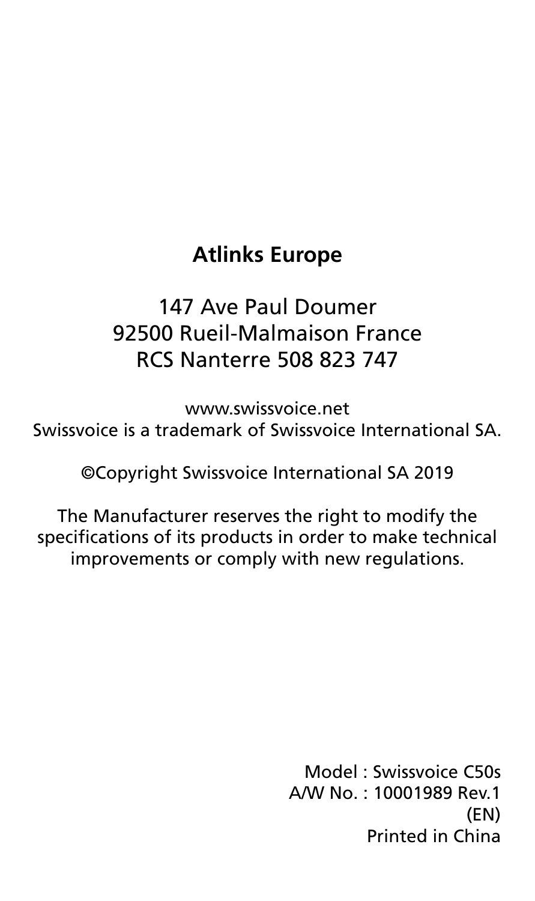**Atlinks Europe**

147 Ave Paul Doumer
92500 Rueil-Malmaison France
RCS Nanterre 508 823 747

www.swissvoice.net
Swissvoice is a trademark of Swissvoice International SA.

©Copyright Swissvoice International SA 2019

The Manufacturer reserves the right to modify the specifications of its products in order to make technical improvements or comply with new regulations.

Model : Swissvoice C50s
A/W No. : 10001989 Rev.1
(EN)
Printed in China